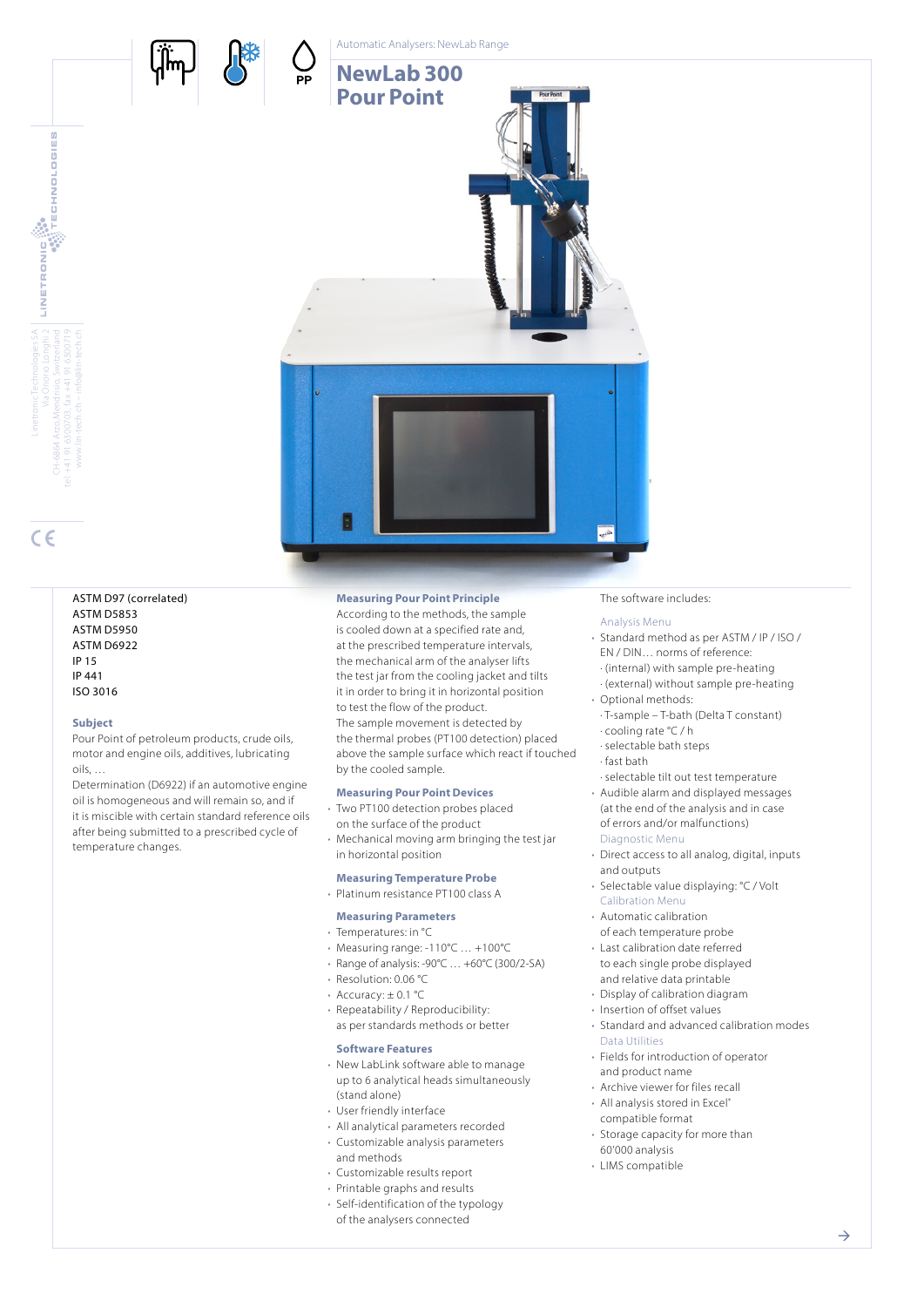Automatic Analysers: NewLab Range

# NewLab 300 Pour Point

PP

LINETRONIC TECHNOLOGIES

LinetronicTechnologies SA
Via Onorio Longhi 2
CH-6864 Arzo/Mendrisio, Switzerland
tel. +41 91 6300703, fax +41 91 6300719
www.lin-tech.ch – info@lin-tech.ch

CE

ASTM D97 (correlated)
ASTM D5853
ASTM D5950
ASTM D6922
IP 15
IP 441
ISO 3016

### Subject

Pour Point of petroleum products, crude oils, motor and engine oils, additives, lubricating oils, …

Determination (D6922) if an automotive engine oil is homogeneous and will remain so, and if it is miscible with certain standard reference oils after being submitted to a prescribed cycle of temperature changes.

### Measuring Pour Point Principle

According to the methods, the sample is cooled down at a specified rate and, at the prescribed temperature intervals, the mechanical arm of the analyser lifts the test jar from the cooling jacket and tilts it in order to bring it in horizontal position to test the flow of the product.

The sample movement is detected by the thermal probes (PT100 detection) placed above the sample surface which react if touched by the cooled sample.

### Measuring Pour Point Devices

- Two PT100 detection probes placed on the surface of the product
- Mechanical moving arm bringing the test jar in horizontal position

### Measuring Temperature Probe

- Platinum resistance PT100 class A

### Measuring Parameters

- Temperatures: in °C
- Measuring range: -110°C … +100°C
- Range of analysis: -90°C … +60°C (300/2-SA)
- Resolution: 0.06 °C
- Accuracy: ± 0.1 °C
- Repeatability / Reproducibility: as per standards methods or better

### Software Features

- New LabLink software able to manage up to 6 analytical heads simultaneously (stand alone)
- User friendly interface
- All analytical parameters recorded
- Customizable analysis parameters and methods
- Customizable results report
- Printable graphs and results
- Self-identification of the typology of the analysers connected

The software includes:

Analysis Menu

- Standard method as per ASTM / IP / ISO / EN / DIN… norms of reference:
  - (internal) with sample pre-heating
  - (external) without sample pre-heating
- Optional methods:
  - T-sample – T-bath (Delta T constant)
  - cooling rate °C / h
  - selectable bath steps
  - fast bath
  - selectable tilt out test temperature
- Audible alarm and displayed messages (at the end of the analysis and in case of errors and/or malfunctions)

Diagnostic Menu

- Direct access to all analog, digital, inputs and outputs
- Selectable value displaying: °C / Volt

Calibration Menu

- Automatic calibration of each temperature probe
- Last calibration date referred to each single probe displayed and relative data printable
- Display of calibration diagram
- Insertion of offset values
- Standard and advanced calibration modes

Data Utilities

- Fields for introduction of operator and product name
- Archive viewer for files recall
- All analysis stored in Excel® compatible format
- Storage capacity for more than 60'000 analysis
- LIMS compatible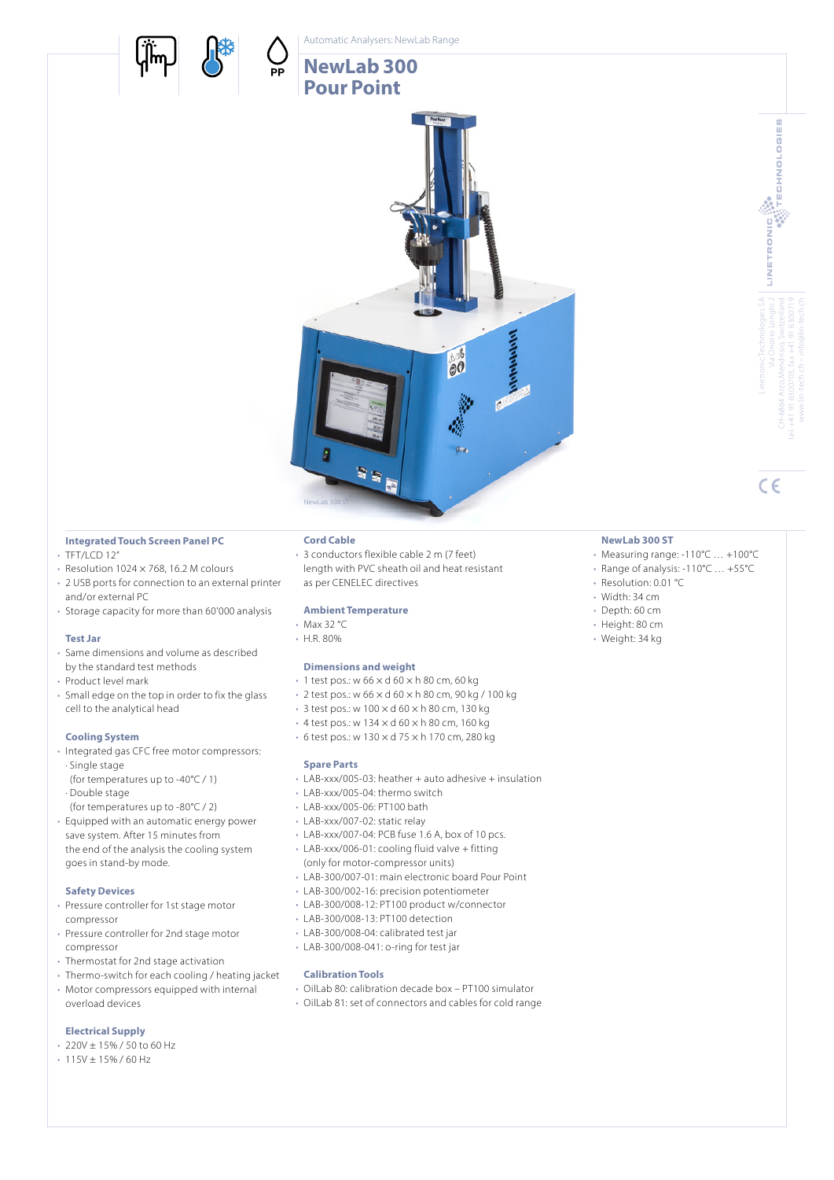Automatic Analysers: NewLab Range

# NewLab 300 Pour Point

NewLab 300 ST

### Integrated Touch Screen Panel PC

- TFT/LCD 12"
- Resolution 1024 × 768, 16.2 M colours
- 2 USB ports for connection to an external printer and/or external PC
- Storage capacity for more than 60'000 analysis

### Test Jar

- Same dimensions and volume as described by the standard test methods
- Product level mark
- Small edge on the top in order to fix the glass cell to the analytical head

### Cooling System

- Integrated gas CFC free motor compressors:
  - · Single stage (for temperatures up to -40°C / 1)
  - · Double stage (for temperatures up to -80°C / 2)
- Equipped with an automatic energy power save system. After 15 minutes from the end of the analysis the cooling system goes in stand-by mode.

### Safety Devices

- Pressure controller for 1st stage motor compressor
- Pressure controller for 2nd stage motor compressor
- Thermostat for 2nd stage activation
- Thermo-switch for each cooling / heating jacket
- Motor compressors equipped with internal overload devices

### Electrical Supply

- 220V ± 15% / 50 to 60 Hz
- 115V ± 15% / 60 Hz

### Cord Cable

- 3 conductors flexible cable 2 m (7 feet) length with PVC sheath oil and heat resistant as per CENELEC directives

### Ambient Temperature

- Max 32 °C
- H.R. 80%

### Dimensions and weight

- 1 test pos.: w 66 × d 60 × h 80 cm, 60 kg
- 2 test pos.: w 66 × d 60 × h 80 cm, 90 kg / 100 kg
- 3 test pos.: w 100 × d 60 × h 80 cm, 130 kg
- 4 test pos.: w 134 × d 60 × h 80 cm, 160 kg
- 6 test pos.: w 130 × d 75 × h 170 cm, 280 kg

### Spare Parts

- LAB-xxx/005-03: heather + auto adhesive + insulation
- LAB-xxx/005-04: thermo switch
- LAB-xxx/005-06: PT100 bath
- LAB-xxx/007-02: static relay
- LAB-xxx/007-04: PCB fuse 1.6 A, box of 10 pcs.
- LAB-xxx/006-01: cooling fluid valve + fitting (only for motor-compressor units)
- LAB-300/007-01: main electronic board Pour Point
- LAB-300/002-16: precision potentiometer
- LAB-300/008-12: PT100 product w/connector
- LAB-300/008-13: PT100 detection
- LAB-300/008-04: calibrated test jar
- LAB-300/008-041: o-ring for test jar

### Calibration Tools

- OilLab 80: calibration decade box – PT100 simulator
- OilLab 81: set of connectors and cables for cold range

### NewLab 300 ST

- Measuring range: -110°C … +100°C
- Range of analysis: -110°C … +55°C
- Resolution: 0.01 °C
- Width: 34 cm
- Depth: 60 cm
- Height: 80 cm
- Weight: 34 kg

LINETRONIC TECHNOLOGIES

Linetronic Technologies SA
Via Onorio Longhi 2
CH-6864 Arzo-Mendrisio, Switzerland
tel. +41 91 6300703, fax +41 91 6300719
www.lin-tech.ch – info@lin-tech.ch